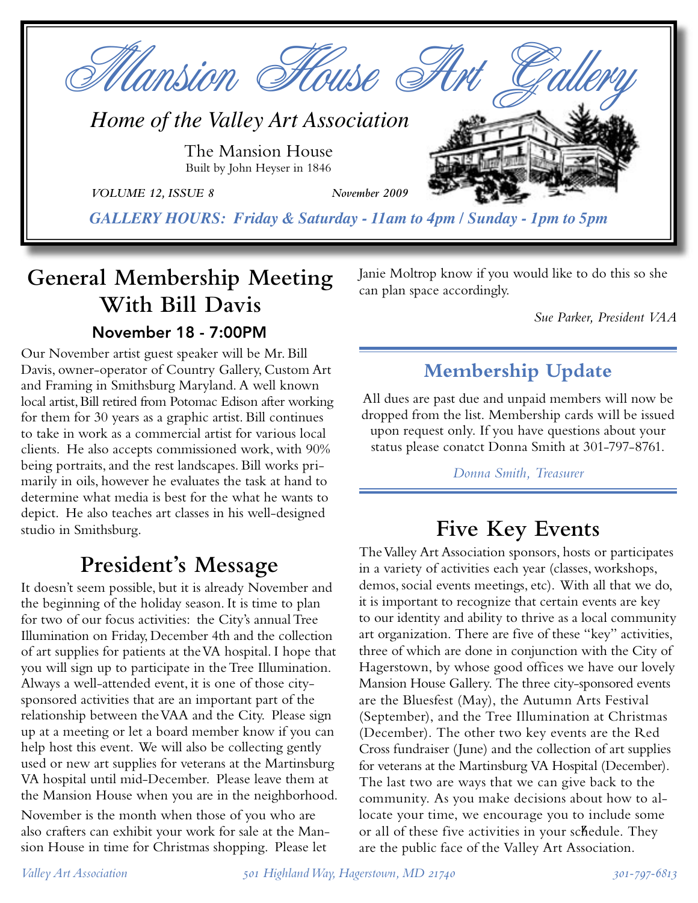# Mansion House Art Gallery

*Home of the Valley Art Association*

The Mansion House
Built by John Heyser in 1846

*VOLUME 12, ISSUE 8* *November 2009*

***GALLERY HOURS: Friday & Saturday - 11am to 4pm / Sunday - 1pm to 5pm***

## General Membership Meeting With Bill Davis

### November 18 - 7:00PM

Our November artist guest speaker will be Mr. Bill Davis, owner-operator of Country Gallery, Custom Art and Framing in Smithsburg Maryland. A well known local artist, Bill retired from Potomac Edison after working for them for 30 years as a graphic artist. Bill continues to take in work as a commercial artist for various local clients. He also accepts commissioned work, with 90% being portraits, and the rest landscapes. Bill works primarily in oils, however he evaluates the task at hand to determine what media is best for the what he wants to depict. He also teaches art classes in his well-designed studio in Smithsburg.

## President's Message

It doesn't seem possible, but it is already November and the beginning of the holiday season. It is time to plan for two of our focus activities: the City's annual Tree Illumination on Friday, December 4th and the collection of art supplies for patients at the VA hospital. I hope that you will sign up to participate in the Tree Illumination. Always a well-attended event, it is one of those city-sponsored activities that are an important part of the relationship between the VAA and the City. Please sign up at a meeting or let a board member know if you can help host this event. We will also be collecting gently used or new art supplies for veterans at the Martinsburg VA hospital until mid-December. Please leave them at the Mansion House when you are in the neighborhood.

November is the month when those of you who are also crafters can exhibit your work for sale at the Mansion House in time for Christmas shopping. Please let Janie Moltrop know if you would like to do this so she can plan space accordingly.

*Sue Parker, President VAA*

## Membership Update

All dues are past due and unpaid members will now be dropped from the list. Membership cards will be issued upon request only. If you have questions about your status please conatct Donna Smith at 301-797-8761.

*Donna Smith, Treasurer*

## Five Key Events

The Valley Art Association sponsors, hosts or participates in a variety of activities each year (classes, workshops, demos, social events meetings, etc). With all that we do, it is important to recognize that certain events are key to our identity and ability to thrive as a local community art organization. There are five of these "key" activities, three of which are done in conjunction with the City of Hagerstown, by whose good offices we have our lovely Mansion House Gallery. The three city-sponsored events are the Bluesfest (May), the Autumn Arts Festival (September), and the Tree Illumination at Christmas (December). The other two key events are the Red Cross fundraiser (June) and the collection of art supplies for veterans at the Martinsburg VA Hospital (December). The last two are ways that we can give back to the community. As you make decisions about how to allocate your time, we encourage you to include some or all of these five activities in your schedule. They are the public face of the Valley Art Association.

*Valley Art Association* *501 Highland Way, Hagerstown, MD 21740* *301-797-6813*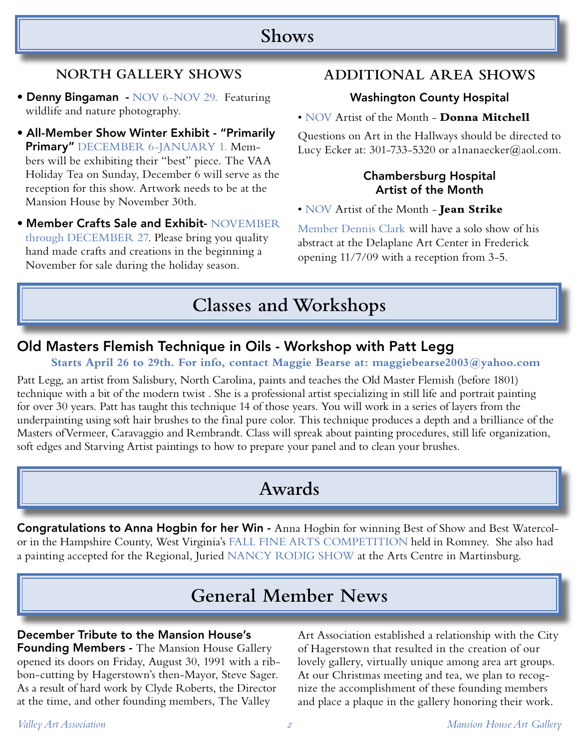# Shows

## NORTH GALLERY SHOWS

- **Denny Bingaman** - NOV 6-NOV 29. Featuring wildlife and nature photography.
- **All-Member Show Winter Exhibit - "Primarily Primary"** DECEMBER 6-JANUARY 1. Members will be exhibiting their "best" piece. The VAA Holiday Tea on Sunday, December 6 will serve as the reception for this show. Artwork needs to be at the Mansion House by November 30th.
- **Member Crafts Sale and Exhibit-** NOVEMBER through DECEMBER 27. Please bring you quality hand made crafts and creations in the beginning a November for sale during the holiday season.

## ADDITIONAL AREA SHOWS

### Washington County Hospital

- NOV Artist of the Month - **Donna Mitchell**

Questions on Art in the Hallways should be directed to Lucy Ecker at: 301-733-5320 or a1nanaecker@aol.com.

### Chambersburg Hospital Artist of the Month

- NOV Artist of the Month - **Jean Strike**

Member Dennis Clark will have a solo show of his abstract at the Delaplane Art Center in Frederick opening 11/7/09 with a reception from 3-5.

# Classes and Workshops

## Old Masters Flemish Technique in Oils - Workshop with Patt Legg

**Starts April 26 to 29th. For info, contact Maggie Bearse at: maggiebearse2003@yahoo.com**

Patt Legg, an artist from Salisbury, North Carolina, paints and teaches the Old Master Flemish (before 1801) technique with a bit of the modern twist . She is a professional artist specializing in still life and portrait painting for over 30 years. Patt has taught this technique 14 of those years. You will work in a series of layers from the underpainting using soft hair brushes to the final pure color. This technique produces a depth and a brilliance of the Masters ofVermeer, Caravaggio and Rembrandt. Class will spreak about painting procedures, still life organization, soft edges and Starving Artist paintings to how to prepare your panel and to clean your brushes.

# Awards

**Congratulations to Anna Hogbin for her Win -** Anna Hogbin for winning Best of Show and Best Watercolor in the Hampshire County, West Virginia's FALL FINE ARTS COMPETITION held in Romney. She also had a painting accepted for the Regional, Juried NANCY RODIG SHOW at the Arts Centre in Martinsburg.

# General Member News

**December Tribute to the Mansion House's Founding Members -** The Mansion House Gallery opened its doors on Friday, August 30, 1991 with a ribbon-cutting by Hagerstown's then-Mayor, Steve Sager. As a result of hard work by Clyde Roberts, the Director at the time, and other founding members, The Valley Art Association established a relationship with the City of Hagerstown that resulted in the creation of our lovely gallery, virtually unique among area art groups. At our Christmas meeting and tea, we plan to recognize the accomplishment of these founding members and place a plaque in the gallery honoring their work.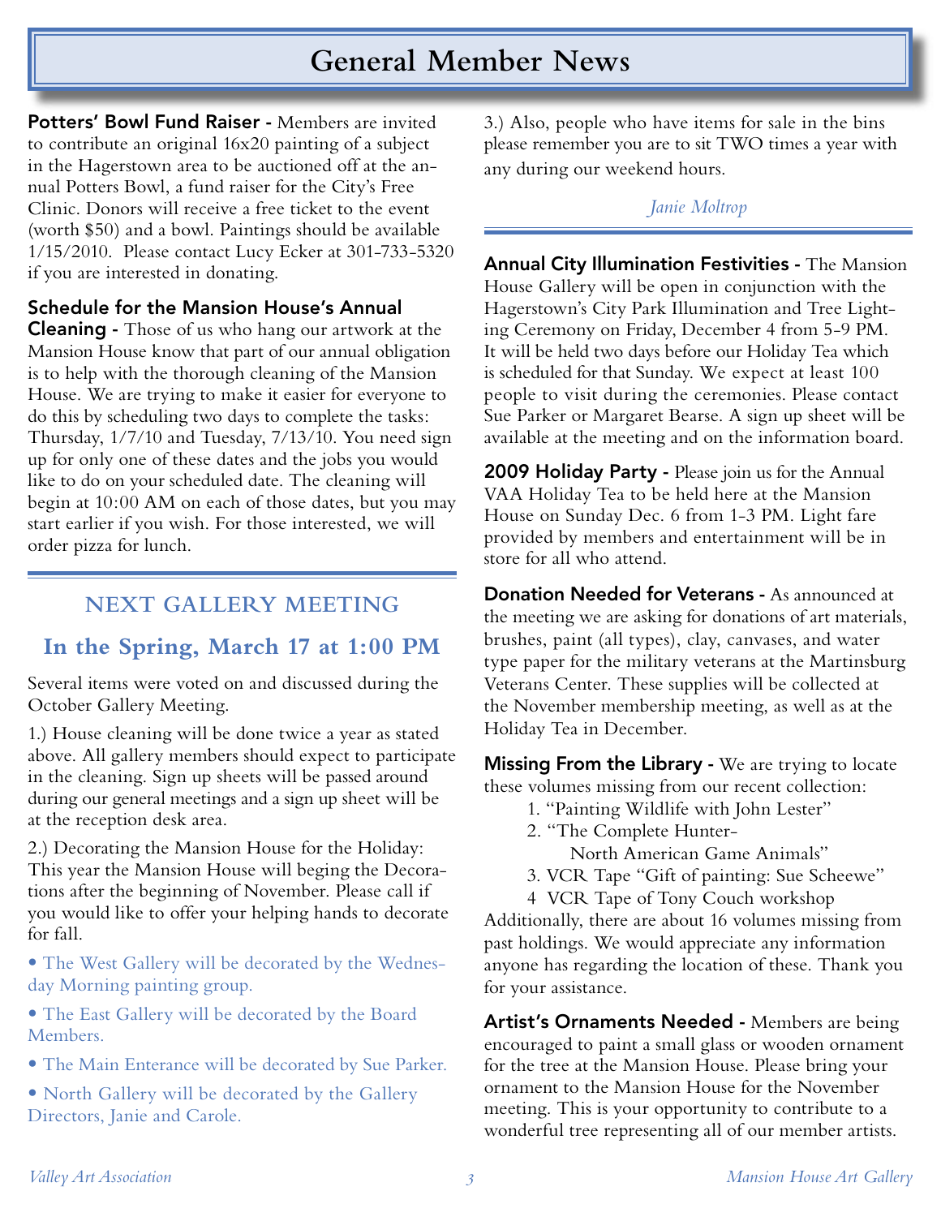# General Member News

**Potters' Bowl Fund Raiser -** Members are invited to contribute an original 16x20 painting of a subject in the Hagerstown area to be auctioned off at the annual Potters Bowl, a fund raiser for the City's Free Clinic. Donors will receive a free ticket to the event (worth $50) and a bowl. Paintings should be available 1/15/2010. Please contact Lucy Ecker at 301-733-5320 if you are interested in donating.

**Schedule for the Mansion House's Annual Cleaning -** Those of us who hang our artwork at the Mansion House know that part of our annual obligation is to help with the thorough cleaning of the Mansion House. We are trying to make it easier for everyone to do this by scheduling two days to complete the tasks: Thursday, 1/7/10 and Tuesday, 7/13/10. You need sign up for only one of these dates and the jobs you would like to do on your scheduled date. The cleaning will begin at 10:00 AM on each of those dates, but you may start earlier if you wish. For those interested, we will order pizza for lunch.

## NEXT GALLERY MEETING

### In the Spring, March 17 at 1:00 PM

Several items were voted on and discussed during the October Gallery Meeting.

1.) House cleaning will be done twice a year as stated above. All gallery members should expect to participate in the cleaning. Sign up sheets will be passed around during our general meetings and a sign up sheet will be at the reception desk area.

2.) Decorating the Mansion House for the Holiday: This year the Mansion House will beging the Decorations after the beginning of November. Please call if you would like to offer your helping hands to decorate for fall.

- The West Gallery will be decorated by the Wednesday Morning painting group.
- The East Gallery will be decorated by the Board Members.
- The Main Enterance will be decorated by Sue Parker.
- North Gallery will be decorated by the Gallery Directors, Janie and Carole.

3.) Also, people who have items for sale in the bins please remember you are to sit TWO times a year with any during our weekend hours.

*Janie Moltrop*

**Annual City Illumination Festivities -** The Mansion House Gallery will be open in conjunction with the Hagerstown's City Park Illumination and Tree Lighting Ceremony on Friday, December 4 from 5-9 PM. It will be held two days before our Holiday Tea which is scheduled for that Sunday. We expect at least 100 people to visit during the ceremonies. Please contact Sue Parker or Margaret Bearse. A sign up sheet will be available at the meeting and on the information board.

**2009 Holiday Party -** Please join us for the Annual VAA Holiday Tea to be held here at the Mansion House on Sunday Dec. 6 from 1-3 PM. Light fare provided by members and entertainment will be in store for all who attend.

**Donation Needed for Veterans -** As announced at the meeting we are asking for donations of art materials, brushes, paint (all types), clay, canvases, and water type paper for the military veterans at the Martinsburg Veterans Center. These supplies will be collected at the November membership meeting, as well as at the Holiday Tea in December.

**Missing From the Library -** We are trying to locate these volumes missing from our recent collection:

1. "Painting Wildlife with John Lester"
2. "The Complete Hunter- North American Game Animals"
3. VCR Tape "Gift of painting: Sue Scheewe"
4. VCR Tape of Tony Couch workshop

Additionally, there are about 16 volumes missing from past holdings. We would appreciate any information anyone has regarding the location of these. Thank you for your assistance.

**Artist's Ornaments Needed -** Members are being encouraged to paint a small glass or wooden ornament for the tree at the Mansion House. Please bring your ornament to the Mansion House for the November meeting. This is your opportunity to contribute to a wonderful tree representing all of our member artists.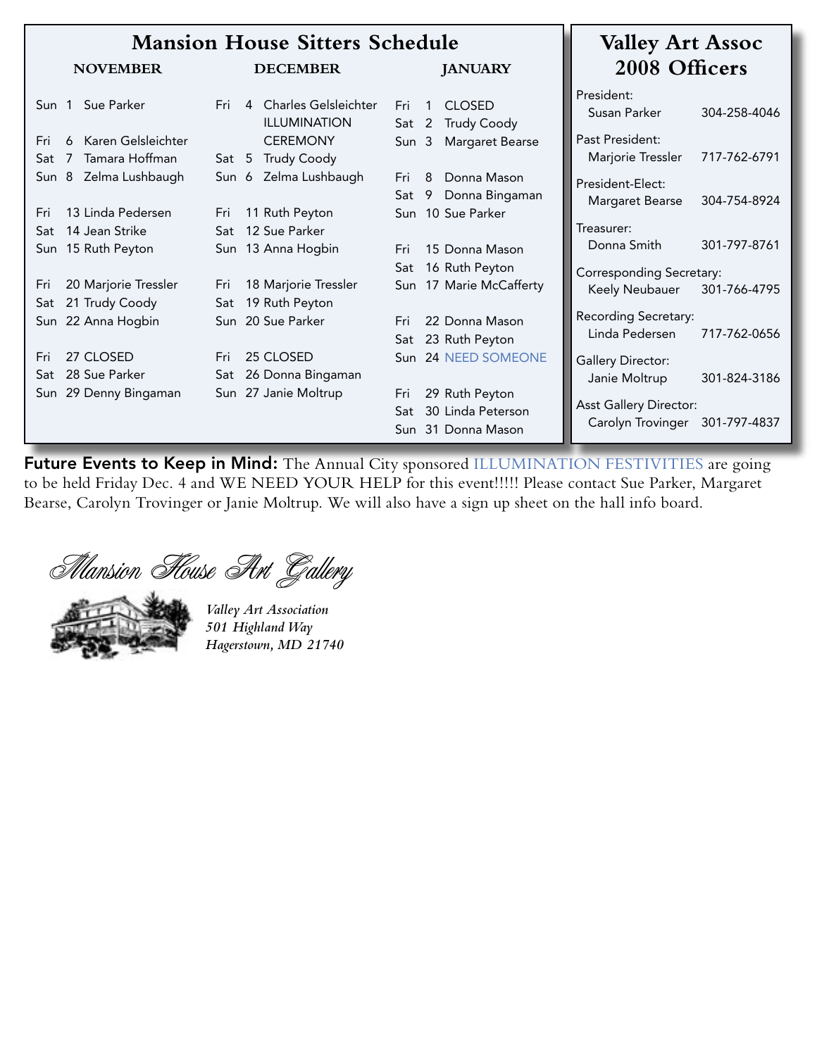## Mansion House Sitters Schedule

### NOVEMBER

- Sun 1 Sue Parker
- Fri 6 Karen Gelsleichter
- Sat 7 Tamara Hoffman
- Sun 8 Zelma Lushbaugh
- Fri 13 Linda Pedersen
- Sat 14 Jean Strike
- Sun 15 Ruth Peyton
- Fri 20 Marjorie Tressler
- Sat 21 Trudy Coody
- Sun 22 Anna Hogbin
- Fri 27 CLOSED
- Sat 28 Sue Parker
- Sun 29 Denny Bingaman

### DECEMBER

- Fri 4 Charles Gelsleichter ILLUMINATION CEREMONY
- Sat 5 Trudy Coody
- Sun 6 Zelma Lushbaugh
- Fri 11 Ruth Peyton
- Sat 12 Sue Parker
- Sun 13 Anna Hogbin
- Fri 18 Marjorie Tressler
- Sat 19 Ruth Peyton
- Sun 20 Sue Parker
- Fri 25 CLOSED
- Sat 26 Donna Bingaman
- Sun 27 Janie Moltrup

### JANUARY

- Fri 1 CLOSED
- Sat 2 Trudy Coody
- Sun 3 Margaret Bearse
- Fri 8 Donna Mason
- Sat 9 Donna Bingaman
- Sun 10 Sue Parker
- Fri 15 Donna Mason
- Sat 16 Ruth Peyton
- Sun 17 Marie McCafferty
- Fri 22 Donna Mason
- Sat 23 Ruth Peyton
- Sun 24 NEED SOMEONE
- Fri 29 Ruth Peyton
- Sat 30 Linda Peterson
- Sun 31 Donna Mason

## Valley Art Assoc 2008 Officers

President:
Susan Parker 304-258-4046

Past President:
Marjorie Tressler 717-762-6791

President-Elect:
Margaret Bearse 304-754-8924

Treasurer:
Donna Smith 301-797-8761

Corresponding Secretary:
Keely Neubauer 301-766-4795

Recording Secretary:
Linda Pedersen 717-762-0656

Gallery Director:
Janie Moltrup 301-824-3186

Asst Gallery Director:
Carolyn Trovinger 301-797-4837

**Future Events to Keep in Mind:** The Annual City sponsored ILLUMINATION FESTIVITIES are going to be held Friday Dec. 4 and WE NEED YOUR HELP for this event!!!!! Please contact Sue Parker, Margaret Bearse, Carolyn Trovinger or Janie Moltrup. We will also have a sign up sheet on the hall info board.

*Mansion House Art Gallery*

*Valley Art Association*
*501 Highland Way*
*Hagerstown, MD 21740*